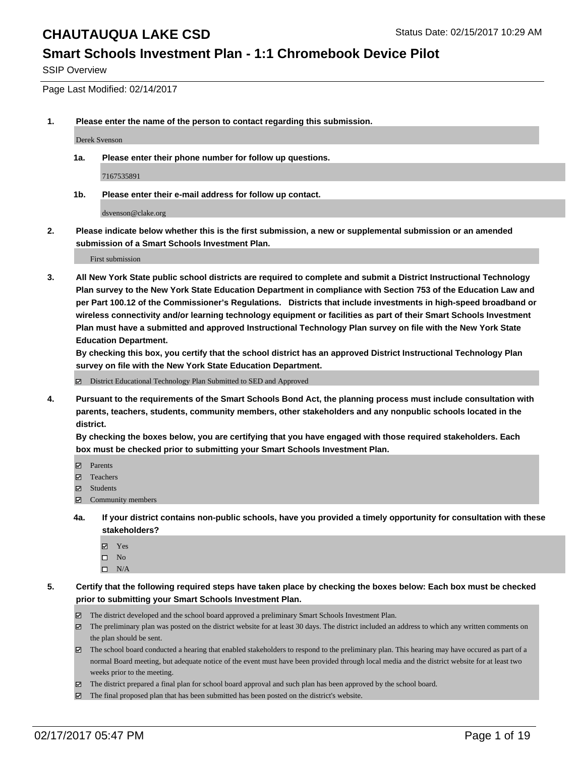# CHAUTAUQUA LAKE CSD

Status Date: 02/15/2017 10:29 AM

## Smart Schools Investment Plan - 1:1 Chromebook Device Pilot

SSIP Overview

Page Last Modified: 02/14/2017

**1. Please enter the name of the person to contact regarding this submission.**

Derek Svenson

**1a. Please enter their phone number for follow up questions.**

7167535891

**1b. Please enter their e-mail address for follow up contact.**

dsvenson@clake.org

**2. Please indicate below whether this is the first submission, a new or supplemental submission or an amended submission of a Smart Schools Investment Plan.**

First submission

**3. All New York State public school districts are required to complete and submit a District Instructional Technology Plan survey to the New York State Education Department in compliance with Section 753 of the Education Law and per Part 100.12 of the Commissioner's Regulations. Districts that include investments in high-speed broadband or wireless connectivity and/or learning technology equipment or facilities as part of their Smart Schools Investment Plan must have a submitted and approved Instructional Technology Plan survey on file with the New York State Education Department.**
**By checking this box, you certify that the school district has an approved District Instructional Technology Plan survey on file with the New York State Education Department.**

- [x] District Educational Technology Plan Submitted to SED and Approved

**4. Pursuant to the requirements of the Smart Schools Bond Act, the planning process must include consultation with parents, teachers, students, community members, other stakeholders and any nonpublic schools located in the district.**
**By checking the boxes below, you are certifying that you have engaged with those required stakeholders. Each box must be checked prior to submitting your Smart Schools Investment Plan.**

- [x] Parents
- [x] Teachers
- [x] Students
- [x] Community members

**4a. If your district contains non-public schools, have you provided a timely opportunity for consultation with these stakeholders?**

- [x] Yes
- [ ] No
- [ ] N/A

**5. Certify that the following required steps have taken place by checking the boxes below: Each box must be checked prior to submitting your Smart Schools Investment Plan.**

- [x] The district developed and the school board approved a preliminary Smart Schools Investment Plan.
- [x] The preliminary plan was posted on the district website for at least 30 days. The district included an address to which any written comments on the plan should be sent.
- [x] The school board conducted a hearing that enabled stakeholders to respond to the preliminary plan. This hearing may have occured as part of a normal Board meeting, but adequate notice of the event must have been provided through local media and the district website for at least two weeks prior to the meeting.
- [x] The district prepared a final plan for school board approval and such plan has been approved by the school board.
- [x] The final proposed plan that has been submitted has been posted on the district's website.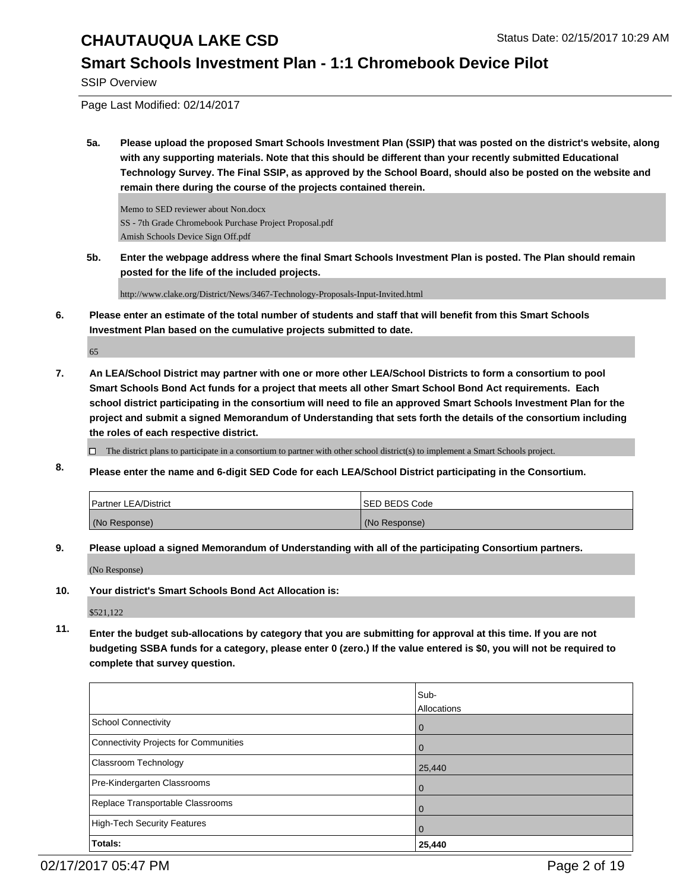# CHAUTAUQUA LAKE CSD

Status Date: 02/15/2017 10:29 AM

## Smart Schools Investment Plan - 1:1 Chromebook Device Pilot

SSIP Overview

Page Last Modified: 02/14/2017

**5a. Please upload the proposed Smart Schools Investment Plan (SSIP) that was posted on the district's website, along with any supporting materials. Note that this should be different than your recently submitted Educational Technology Survey. The Final SSIP, as approved by the School Board, should also be posted on the website and remain there during the course of the projects contained therein.**

Memo to SED reviewer about Non.docx
SS - 7th Grade Chromebook Purchase Project Proposal.pdf
Amish Schools Device Sign Off.pdf

**5b. Enter the webpage address where the final Smart Schools Investment Plan is posted. The Plan should remain posted for the life of the included projects.**

http://www.clake.org/District/News/3467-Technology-Proposals-Input-Invited.html

**6. Please enter an estimate of the total number of students and staff that will benefit from this Smart Schools Investment Plan based on the cumulative projects submitted to date.**

65

**7. An LEA/School District may partner with one or more other LEA/School Districts to form a consortium to pool Smart Schools Bond Act funds for a project that meets all other Smart School Bond Act requirements. Each school district participating in the consortium will need to file an approved Smart Schools Investment Plan for the project and submit a signed Memorandum of Understanding that sets forth the details of the consortium including the roles of each respective district.**

☐ The district plans to participate in a consortium to partner with other school district(s) to implement a Smart Schools project.

**8. Please enter the name and 6-digit SED Code for each LEA/School District participating in the Consortium.**

| Partner LEA/District | SED BEDS Code |
|---|---|
| (No Response) | (No Response) |

**9. Please upload a signed Memorandum of Understanding with all of the participating Consortium partners.**

(No Response)

**10. Your district's Smart Schools Bond Act Allocation is:**

$521,122

**11. Enter the budget sub-allocations by category that you are submitting for approval at this time. If you are not budgeting SSBA funds for a category, please enter 0 (zero.) If the value entered is $0, you will not be required to complete that survey question.**

| | Sub-Allocations |
|---|---|
| School Connectivity | 0 |
| Connectivity Projects for Communities | 0 |
| Classroom Technology | 25,440 |
| Pre-Kindergarten Classrooms | 0 |
| Replace Transportable Classrooms | 0 |
| High-Tech Security Features | 0 |
| **Totals:** | **25,440** |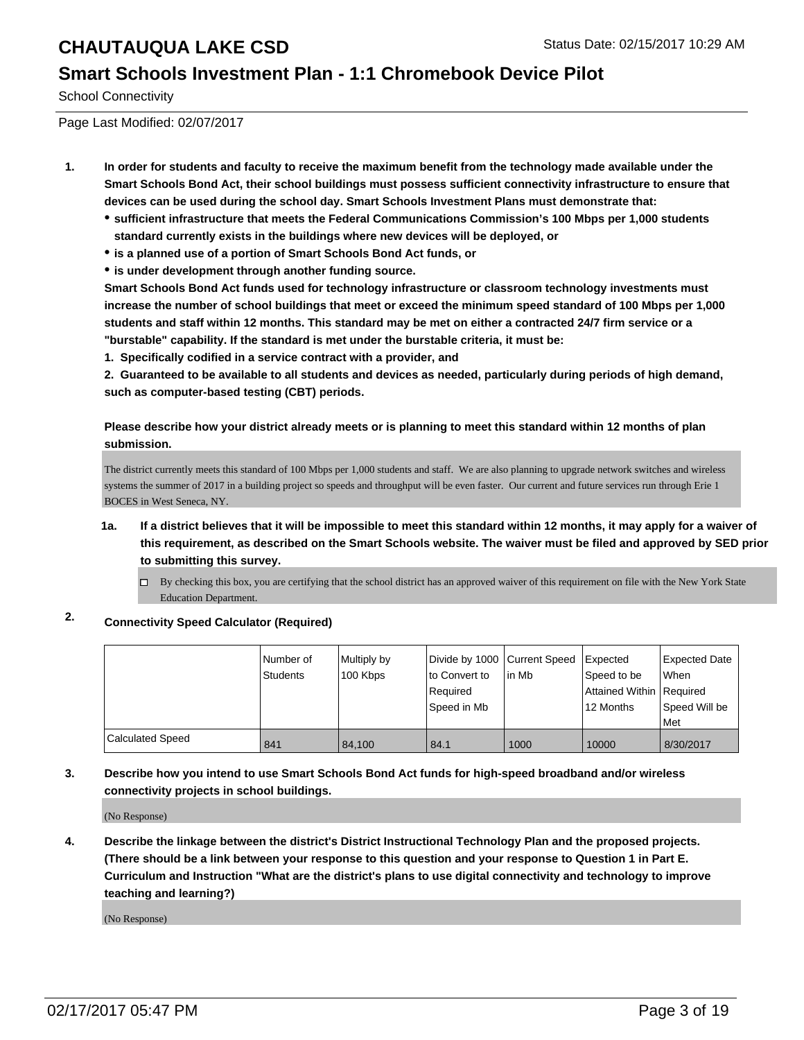# CHAUTAUQUA LAKE CSD

Status Date: 02/15/2017 10:29 AM

## Smart Schools Investment Plan - 1:1 Chromebook Device Pilot

School Connectivity

Page Last Modified: 02/07/2017

1. **In order for students and faculty to receive the maximum benefit from the technology made available under the Smart Schools Bond Act, their school buildings must possess sufficient connectivity infrastructure to ensure that devices can be used during the school day. Smart Schools Investment Plans must demonstrate that:**
   - **sufficient infrastructure that meets the Federal Communications Commission's 100 Mbps per 1,000 students standard currently exists in the buildings where new devices will be deployed, or**
   - **is a planned use of a portion of Smart Schools Bond Act funds, or**
   - **is under development through another funding source.**

   **Smart Schools Bond Act funds used for technology infrastructure or classroom technology investments must increase the number of school buildings that meet or exceed the minimum speed standard of 100 Mbps per 1,000 students and staff within 12 months. This standard may be met on either a contracted 24/7 firm service or a "burstable" capability. If the standard is met under the burstable criteria, it must be:**

   **1. Specifically codified in a service contract with a provider, and**

   **2. Guaranteed to be available to all students and devices as needed, particularly during periods of high demand, such as computer-based testing (CBT) periods.**

   **Please describe how your district already meets or is planning to meet this standard within 12 months of plan submission.**

   The district currently meets this standard of 100 Mbps per 1,000 students and staff. We are also planning to upgrade network switches and wireless systems the summer of 2017 in a building project so speeds and throughput will be even faster. Our current and future services run through Erie 1 BOCES in West Seneca, NY.

   1a. **If a district believes that it will be impossible to meet this standard within 12 months, it may apply for a waiver of this requirement, as described on the Smart Schools website. The waiver must be filed and approved by SED prior to submitting this survey.**

   ☐ By checking this box, you are certifying that the school district has an approved waiver of this requirement on file with the New York State Education Department.

2. **Connectivity Speed Calculator (Required)**

| | Number of Students | Multiply by 100 Kbps | Divide by 1000 to Convert to Required Speed in Mb | Current Speed in Mb | Expected Speed to be Attained Within 12 Months | Expected Date When Required Speed Will be Met |
|---|---|---|---|---|---|---|
| Calculated Speed | 841 | 84,100 | 84.1 | 1000 | 10000 | 8/30/2017 |

3. **Describe how you intend to use Smart Schools Bond Act funds for high-speed broadband and/or wireless connectivity projects in school buildings.**

   (No Response)

4. **Describe the linkage between the district's District Instructional Technology Plan and the proposed projects. (There should be a link between your response to this question and your response to Question 1 in Part E. Curriculum and Instruction "What are the district's plans to use digital connectivity and technology to improve teaching and learning?)**

   (No Response)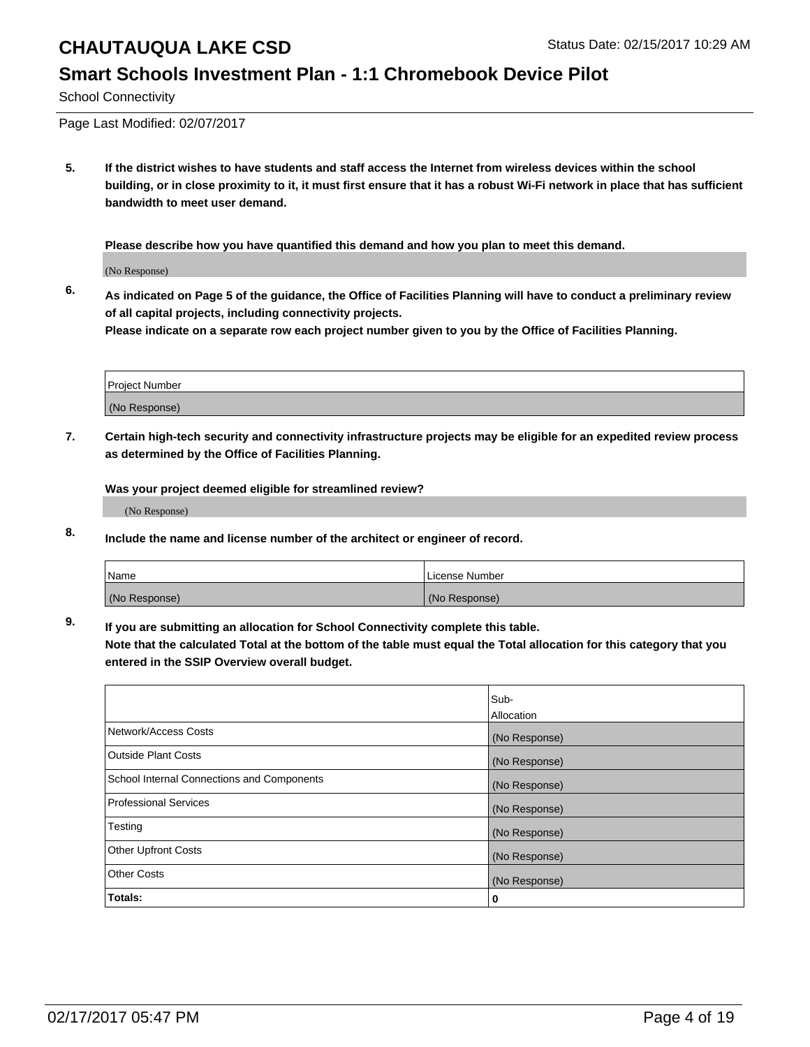CHAUTAUQUA LAKE CSD

Status Date: 02/15/2017 10:29 AM

## Smart Schools Investment Plan - 1:1 Chromebook Device Pilot

School Connectivity

Page Last Modified: 02/07/2017

**5. If the district wishes to have students and staff access the Internet from wireless devices within the school building, or in close proximity to it, it must first ensure that it has a robust Wi-Fi network in place that has sufficient bandwidth to meet user demand.**

**Please describe how you have quantified this demand and how you plan to meet this demand.**

(No Response)

**6. As indicated on Page 5 of the guidance, the Office of Facilities Planning will have to conduct a preliminary review of all capital projects, including connectivity projects.**
**Please indicate on a separate row each project number given to you by the Office of Facilities Planning.**

| Project Number |
| --- |
| (No Response) |

**7. Certain high-tech security and connectivity infrastructure projects may be eligible for an expedited review process as determined by the Office of Facilities Planning.**

**Was your project deemed eligible for streamlined review?**

(No Response)

**8. Include the name and license number of the architect or engineer of record.**

| Name | License Number |
| --- | --- |
| (No Response) | (No Response) |

**9. If you are submitting an allocation for School Connectivity complete this table.**
**Note that the calculated Total at the bottom of the table must equal the Total allocation for this category that you entered in the SSIP Overview overall budget.**

| | Sub-Allocation |
| --- | --- |
| Network/Access Costs | (No Response) |
| Outside Plant Costs | (No Response) |
| School Internal Connections and Components | (No Response) |
| Professional Services | (No Response) |
| Testing | (No Response) |
| Other Upfront Costs | (No Response) |
| Other Costs | (No Response) |
| **Totals:** | **0** |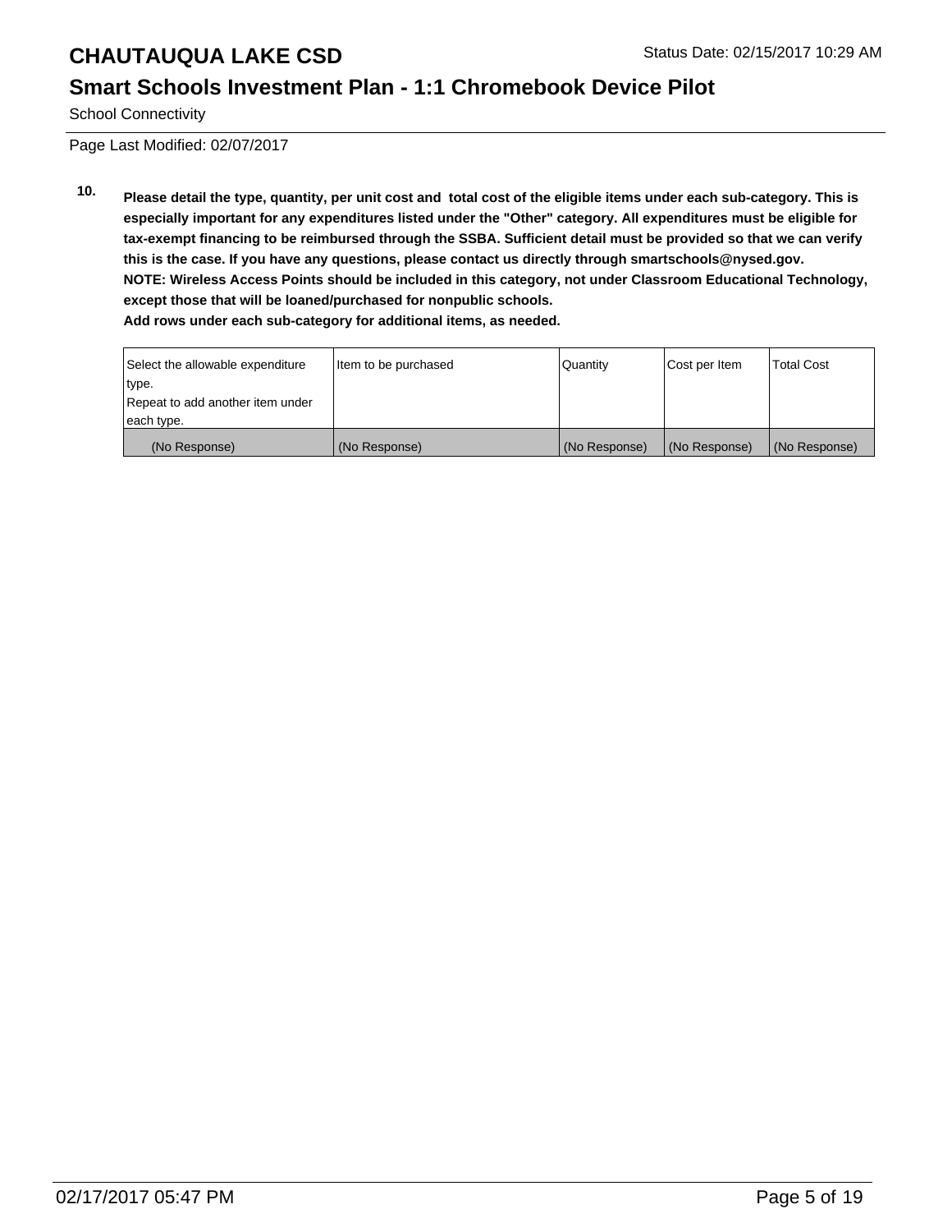# CHAUTAUQUA LAKE CSD

## Smart Schools Investment Plan - 1:1 Chromebook Device Pilot

School Connectivity

Page Last Modified: 02/07/2017

**10. Please detail the type, quantity, per unit cost and total cost of the eligible items under each sub-category. This is especially important for any expenditures listed under the "Other" category. All expenditures must be eligible for tax-exempt financing to be reimbursed through the SSBA. Sufficient detail must be provided so that we can verify this is the case. If you have any questions, please contact us directly through smartschools@nysed.gov.**
**NOTE: Wireless Access Points should be included in this category, not under Classroom Educational Technology, except those that will be loaned/purchased for nonpublic schools.**
**Add rows under each sub-category for additional items, as needed.**

| Select the allowable expenditure type. Repeat to add another item under each type. | Item to be purchased | Quantity | Cost per Item | Total Cost |
|---|---|---|---|---|
| (No Response) | (No Response) | (No Response) | (No Response) | (No Response) |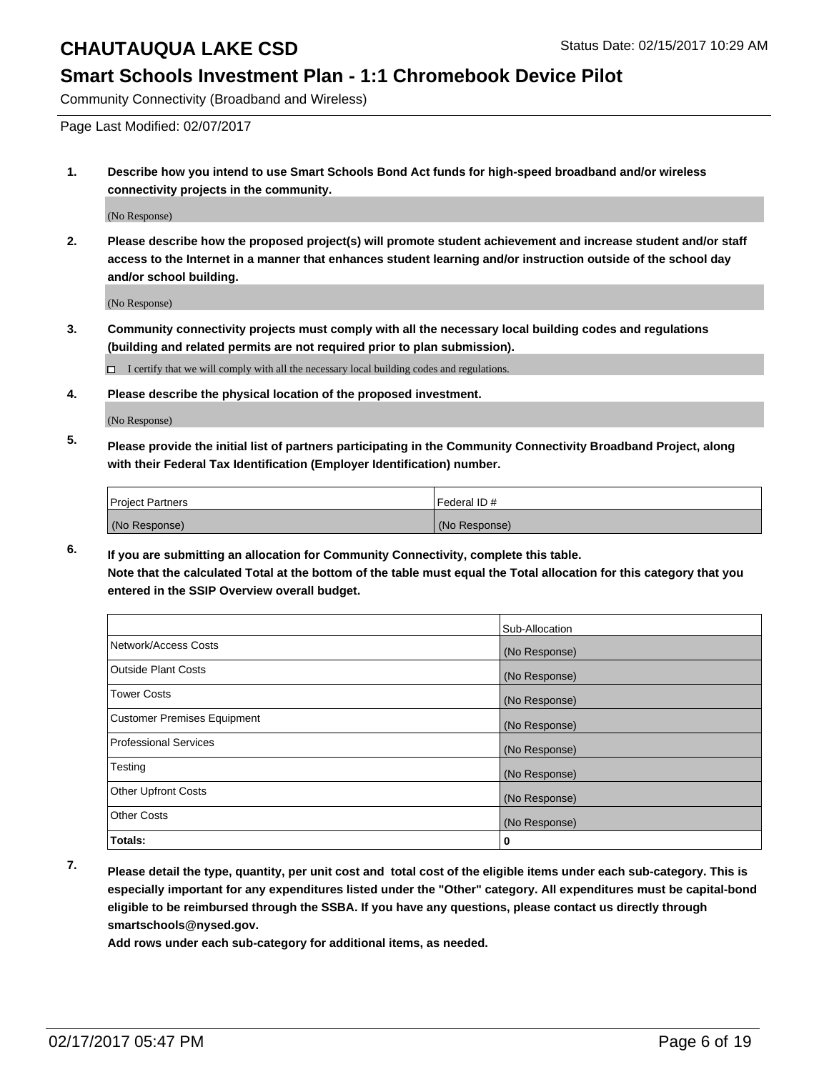# CHAUTAUQUA LAKE CSD

Status Date: 02/15/2017 10:29 AM

## Smart Schools Investment Plan - 1:1 Chromebook Device Pilot

Community Connectivity (Broadband and Wireless)

Page Last Modified: 02/07/2017

**1. Describe how you intend to use Smart Schools Bond Act funds for high-speed broadband and/or wireless connectivity projects in the community.**

(No Response)

**2. Please describe how the proposed project(s) will promote student achievement and increase student and/or staff access to the Internet in a manner that enhances student learning and/or instruction outside of the school day and/or school building.**

(No Response)

**3. Community connectivity projects must comply with all the necessary local building codes and regulations (building and related permits are not required prior to plan submission).**

☐ I certify that we will comply with all the necessary local building codes and regulations.

**4. Please describe the physical location of the proposed investment.**

(No Response)

**5. Please provide the initial list of partners participating in the Community Connectivity Broadband Project, along with their Federal Tax Identification (Employer Identification) number.**

| Project Partners | Federal ID # |
|---|---|
| (No Response) | (No Response) |

**6. If you are submitting an allocation for Community Connectivity, complete this table. Note that the calculated Total at the bottom of the table must equal the Total allocation for this category that you entered in the SSIP Overview overall budget.**

| | Sub-Allocation |
|---|---|
| Network/Access Costs | (No Response) |
| Outside Plant Costs | (No Response) |
| Tower Costs | (No Response) |
| Customer Premises Equipment | (No Response) |
| Professional Services | (No Response) |
| Testing | (No Response) |
| Other Upfront Costs | (No Response) |
| Other Costs | (No Response) |
| **Totals:** | **0** |

**7. Please detail the type, quantity, per unit cost and total cost of the eligible items under each sub-category. This is especially important for any expenditures listed under the "Other" category. All expenditures must be capital-bond eligible to be reimbursed through the SSBA. If you have any questions, please contact us directly through smartschools@nysed.gov.**

**Add rows under each sub-category for additional items, as needed.**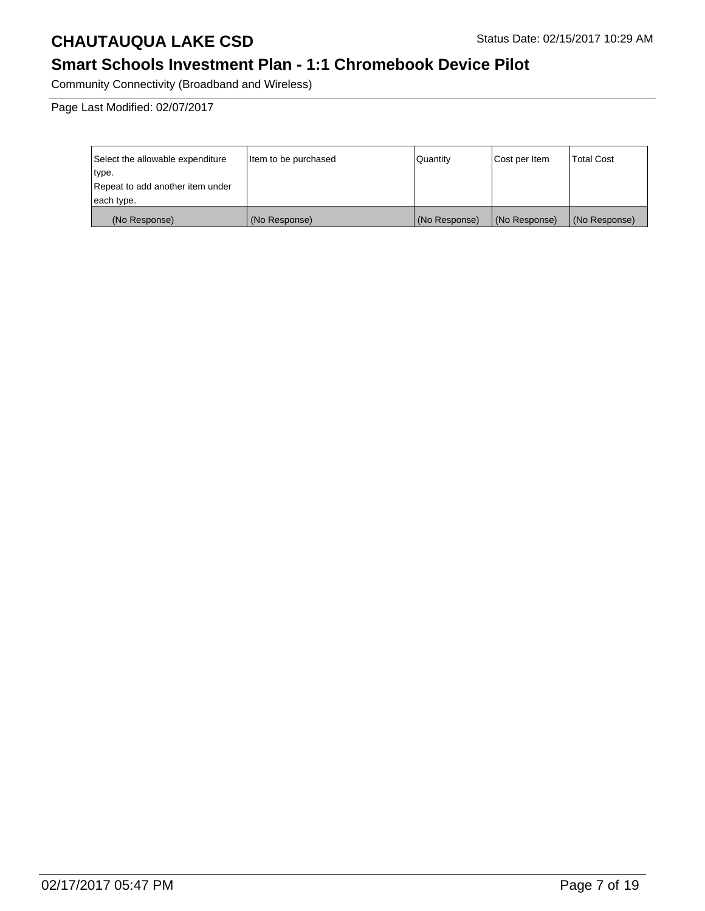# CHAUTAUQUA LAKE CSD

Status Date: 02/15/2017 10:29 AM

## Smart Schools Investment Plan - 1:1 Chromebook Device Pilot

Community Connectivity (Broadband and Wireless)

Page Last Modified: 02/07/2017

| Select the allowable expenditure type. Repeat to add another item under each type. | Item to be purchased | Quantity | Cost per Item | Total Cost |
|---|---|---|---|---|
| (No Response) | (No Response) | (No Response) | (No Response) | (No Response) |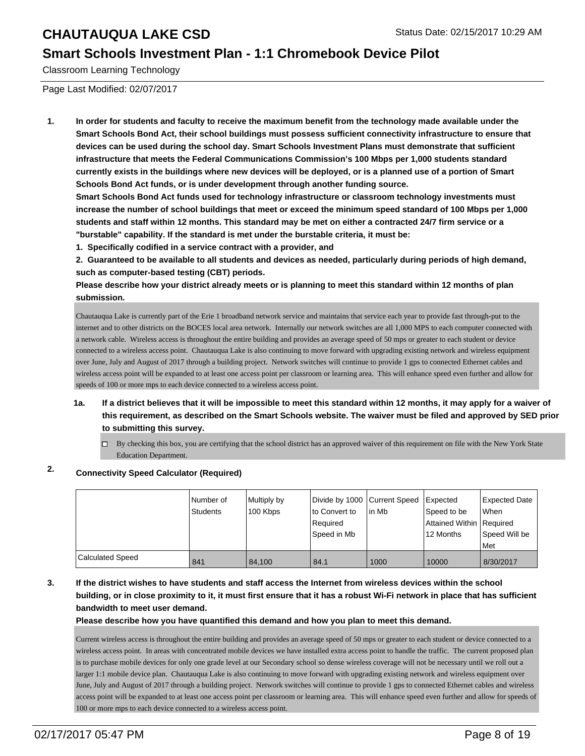# CHAUTAUQUA LAKE CSD

Status Date: 02/15/2017 10:29 AM

## Smart Schools Investment Plan - 1:1 Chromebook Device Pilot

Classroom Learning Technology

Page Last Modified: 02/07/2017

**1. In order for students and faculty to receive the maximum benefit from the technology made available under the Smart Schools Bond Act, their school buildings must possess sufficient connectivity infrastructure to ensure that devices can be used during the school day. Smart Schools Investment Plans must demonstrate that sufficient infrastructure that meets the Federal Communications Commission's 100 Mbps per 1,000 students standard currently exists in the buildings where new devices will be deployed, or is a planned use of a portion of Smart Schools Bond Act funds, or is under development through another funding source.**

**Smart Schools Bond Act funds used for technology infrastructure or classroom technology investments must increase the number of school buildings that meet or exceed the minimum speed standard of 100 Mbps per 1,000 students and staff within 12 months. This standard may be met on either a contracted 24/7 firm service or a "burstable" capability. If the standard is met under the burstable criteria, it must be:**

**1. Specifically codified in a service contract with a provider, and**

**2. Guaranteed to be available to all students and devices as needed, particularly during periods of high demand, such as computer-based testing (CBT) periods.**

**Please describe how your district already meets or is planning to meet this standard within 12 months of plan submission.**

Chautauqua Lake is currently part of the Erie 1 broadband network service and maintains that service each year to provide fast through-put to the internet and to other districts on the BOCES local area network. Internally our network switches are all 1,000 MPS to each computer connected with a network cable. Wireless access is throughout the entire building and provides an average speed of 50 mps or greater to each student or device connected to a wireless access point. Chautauqua Lake is also continuing to move forward with upgrading existing network and wireless equipment over June, July and August of 2017 through a building project. Network switches will continue to provide 1 gps to connected Ethernet cables and wireless access point will be expanded to at least one access point per classroom or learning area. This will enhance speed even further and allow for speeds of 100 or more mps to each device connected to a wireless access point.

**1a. If a district believes that it will be impossible to meet this standard within 12 months, it may apply for a waiver of this requirement, as described on the Smart Schools website. The waiver must be filed and approved by SED prior to submitting this survey.**

☐ By checking this box, you are certifying that the school district has an approved waiver of this requirement on file with the New York State Education Department.

**2. Connectivity Speed Calculator (Required)**

| | Number of Students | Multiply by 100 Kbps | Divide by 1000 to Convert to Required Speed in Mb | Current Speed in Mb | Expected Speed to be Attained Within 12 Months | Expected Date When Required Speed Will be Met |
|---|---|---|---|---|---|---|
| Calculated Speed | 841 | 84,100 | 84.1 | 1000 | 10000 | 8/30/2017 |

**3. If the district wishes to have students and staff access the Internet from wireless devices within the school building, or in close proximity to it, it must first ensure that it has a robust Wi-Fi network in place that has sufficient bandwidth to meet user demand.**

**Please describe how you have quantified this demand and how you plan to meet this demand.**

Current wireless access is throughout the entire building and provides an average speed of 50 mps or greater to each student or device connected to a wireless access point. In areas with concentrated mobile devices we have installed extra access point to handle the traffic. The current proposed plan is to purchase mobile devices for only one grade level at our Secondary school so dense wireless coverage will not be necessary until we roll out a larger 1:1 mobile device plan. Chautauqua Lake is also continuing to move forward with upgrading existing network and wireless equipment over June, July and August of 2017 through a building project. Network switches will continue to provide 1 gps to connected Ethernet cables and wireless access point will be expanded to at least one access point per classroom or learning area. This will enhance speed even further and allow for speeds of 100 or more mps to each device connected to a wireless access point.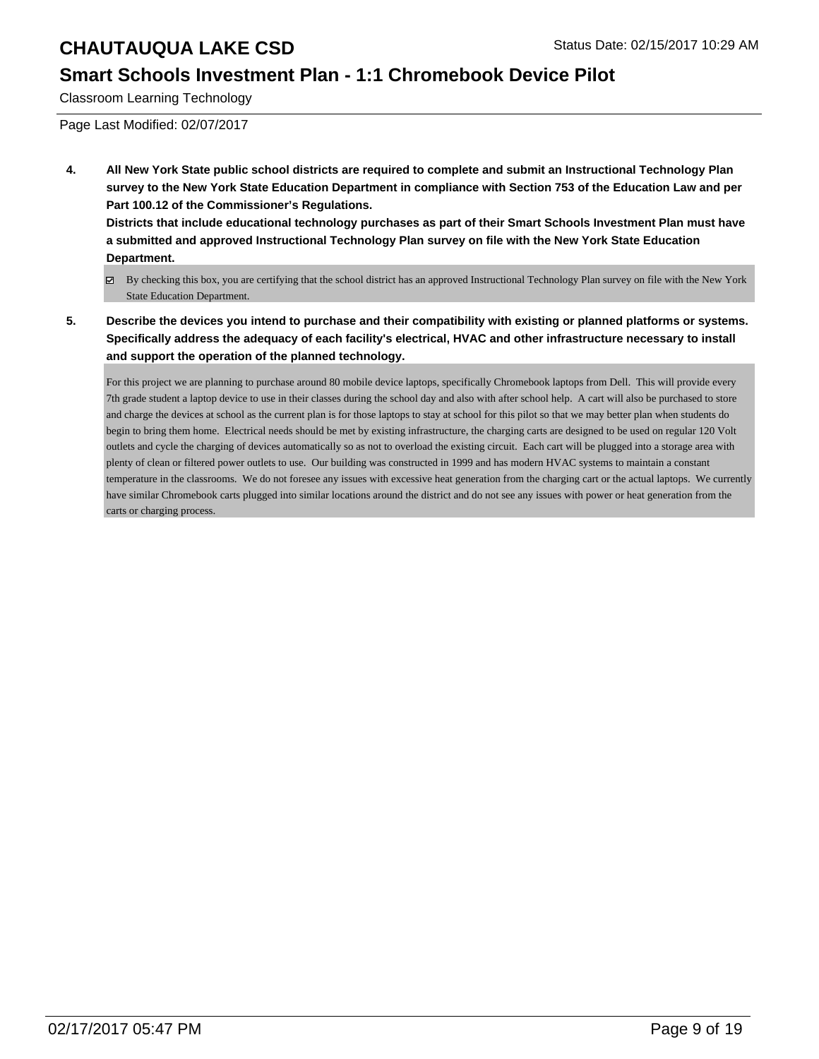# CHAUTAUQUA LAKE CSD

Status Date: 02/15/2017 10:29 AM

## Smart Schools Investment Plan - 1:1 Chromebook Device Pilot

Classroom Learning Technology

Page Last Modified: 02/07/2017

**4. All New York State public school districts are required to complete and submit an Instructional Technology Plan survey to the New York State Education Department in compliance with Section 753 of the Education Law and per Part 100.12 of the Commissioner's Regulations.**

**Districts that include educational technology purchases as part of their Smart Schools Investment Plan must have a submitted and approved Instructional Technology Plan survey on file with the New York State Education Department.**

☑ By checking this box, you are certifying that the school district has an approved Instructional Technology Plan survey on file with the New York State Education Department.

**5. Describe the devices you intend to purchase and their compatibility with existing or planned platforms or systems. Specifically address the adequacy of each facility's electrical, HVAC and other infrastructure necessary to install and support the operation of the planned technology.**

For this project we are planning to purchase around 80 mobile device laptops, specifically Chromebook laptops from Dell. This will provide every 7th grade student a laptop device to use in their classes during the school day and also with after school help. A cart will also be purchased to store and charge the devices at school as the current plan is for those laptops to stay at school for this pilot so that we may better plan when students do begin to bring them home. Electrical needs should be met by existing infrastructure, the charging carts are designed to be used on regular 120 Volt outlets and cycle the charging of devices automatically so as not to overload the existing circuit. Each cart will be plugged into a storage area with plenty of clean or filtered power outlets to use. Our building was constructed in 1999 and has modern HVAC systems to maintain a constant temperature in the classrooms. We do not foresee any issues with excessive heat generation from the charging cart or the actual laptops. We currently have similar Chromebook carts plugged into similar locations around the district and do not see any issues with power or heat generation from the carts or charging process.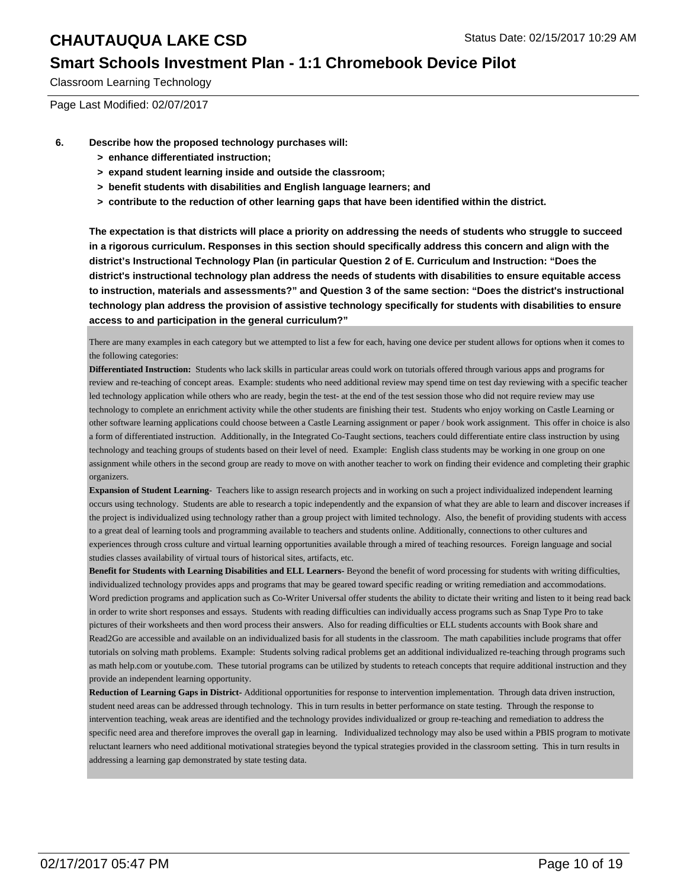# CHAUTAUQUA LAKE CSD

Status Date: 02/15/2017 10:29 AM

## Smart Schools Investment Plan - 1:1 Chromebook Device Pilot

Classroom Learning Technology

Page Last Modified: 02/07/2017

**6. Describe how the proposed technology purchases will:**

- **> enhance differentiated instruction;**
- **> expand student learning inside and outside the classroom;**
- **> benefit students with disabilities and English language learners; and**
- **> contribute to the reduction of other learning gaps that have been identified within the district.**

**The expectation is that districts will place a priority on addressing the needs of students who struggle to succeed in a rigorous curriculum. Responses in this section should specifically address this concern and align with the district's Instructional Technology Plan (in particular Question 2 of E. Curriculum and Instruction: "Does the district's instructional technology plan address the needs of students with disabilities to ensure equitable access to instruction, materials and assessments?" and Question 3 of the same section: "Does the district's instructional technology plan address the provision of assistive technology specifically for students with disabilities to ensure access to and participation in the general curriculum?"**

There are many examples in each category but we attempted to list a few for each, having one device per student allows for options when it comes to the following categories:

**Differentiated Instruction:** Students who lack skills in particular areas could work on tutorials offered through various apps and programs for review and re-teaching of concept areas. Example: students who need additional review may spend time on test day reviewing with a specific teacher led technology application while others who are ready, begin the test- at the end of the test session those who did not require review may use technology to complete an enrichment activity while the other students are finishing their test. Students who enjoy working on Castle Learning or other software learning applications could choose between a Castle Learning assignment or paper / book work assignment. This offer in choice is also a form of differentiated instruction. Additionally, in the Integrated Co-Taught sections, teachers could differentiate entire class instruction by using technology and teaching groups of students based on their level of need. Example: English class students may be working in one group on one assignment while others in the second group are ready to move on with another teacher to work on finding their evidence and completing their graphic organizers.

**Expansion of Student Learning**- Teachers like to assign research projects and in working on such a project individualized independent learning occurs using technology. Students are able to research a topic independently and the expansion of what they are able to learn and discover increases if the project is individualized using technology rather than a group project with limited technology. Also, the benefit of providing students with access to a great deal of learning tools and programming available to teachers and students online. Additionally, connections to other cultures and experiences through cross culture and virtual learning opportunities available through a mired of teaching resources. Foreign language and social studies classes availability of virtual tours of historical sites, artifacts, etc.

**Benefit for Students with Learning Disabilities and ELL Learners-** Beyond the benefit of word processing for students with writing difficulties, individualized technology provides apps and programs that may be geared toward specific reading or writing remediation and accommodations. Word prediction programs and application such as Co-Writer Universal offer students the ability to dictate their writing and listen to it being read back in order to write short responses and essays. Students with reading difficulties can individually access programs such as Snap Type Pro to take pictures of their worksheets and then word process their answers. Also for reading difficulties or ELL students accounts with Book share and Read2Go are accessible and available on an individualized basis for all students in the classroom. The math capabilities include programs that offer tutorials on solving math problems. Example: Students solving radical problems get an additional individualized re-teaching through programs such as math help.com or youtube.com. These tutorial programs can be utilized by students to reteach concepts that require additional instruction and they provide an independent learning opportunity.

**Reduction of Learning Gaps in District-** Additional opportunities for response to intervention implementation. Through data driven instruction, student need areas can be addressed through technology. This in turn results in better performance on state testing. Through the response to intervention teaching, weak areas are identified and the technology provides individualized or group re-teaching and remediation to address the specific need area and therefore improves the overall gap in learning. Individualized technology may also be used within a PBIS program to motivate reluctant learners who need additional motivational strategies beyond the typical strategies provided in the classroom setting. This in turn results in addressing a learning gap demonstrated by state testing data.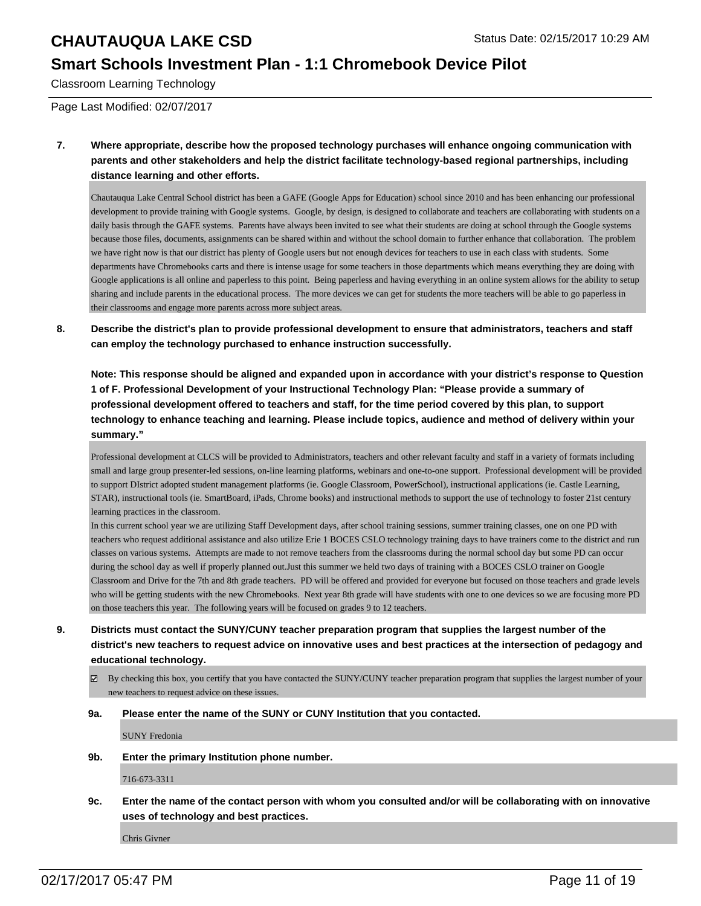**7. Where appropriate, describe how the proposed technology purchases will enhance ongoing communication with parents and other stakeholders and help the district facilitate technology-based regional partnerships, including distance learning and other efforts.**

Chautauqua Lake Central School district has been a GAFE (Google Apps for Education) school since 2010 and has been enhancing our professional development to provide training with Google systems. Google, by design, is designed to collaborate and teachers are collaborating with students on a daily basis through the GAFE systems. Parents have always been invited to see what their students are doing at school through the Google systems because those files, documents, assignments can be shared within and without the school domain to further enhance that collaboration. The problem we have right now is that our district has plenty of Google users but not enough devices for teachers to use in each class with students. Some departments have Chromebooks carts and there is intense usage for some teachers in those departments which means everything they are doing with Google applications is all online and paperless to this point. Being paperless and having everything in an online system allows for the ability to setup sharing and include parents in the educational process. The more devices we can get for students the more teachers will be able to go paperless in their classrooms and engage more parents across more subject areas.

**8. Describe the district's plan to provide professional development to ensure that administrators, teachers and staff can employ the technology purchased to enhance instruction successfully.**

**Note: This response should be aligned and expanded upon in accordance with your district's response to Question 1 of F. Professional Development of your Instructional Technology Plan: "Please provide a summary of professional development offered to teachers and staff, for the time period covered by this plan, to support technology to enhance teaching and learning. Please include topics, audience and method of delivery within your summary."**

Professional development at CLCS will be provided to Administrators, teachers and other relevant faculty and staff in a variety of formats including small and large group presenter-led sessions, on-line learning platforms, webinars and one-to-one support. Professional development will be provided to support DIstrict adopted student management platforms (ie. Google Classroom, PowerSchool), instructional applications (ie. Castle Learning, STAR), instructional tools (ie. SmartBoard, iPads, Chrome books) and instructional methods to support the use of technology to foster 21st century learning practices in the classroom.
In this current school year we are utilizing Staff Development days, after school training sessions, summer training classes, one on one PD with teachers who request additional assistance and also utilize Erie 1 BOCES CSLO technology training days to have trainers come to the district and run classes on various systems. Attempts are made to not remove teachers from the classrooms during the normal school day but some PD can occur during the school day as well if properly planned out.Just this summer we held two days of training with a BOCES CSLO trainer on Google Classroom and Drive for the 7th and 8th grade teachers. PD will be offered and provided for everyone but focused on those teachers and grade levels who will be getting students with the new Chromebooks. Next year 8th grade will have students with one to one devices so we are focusing more PD on those teachers this year. The following years will be focused on grades 9 to 12 teachers.

**9. Districts must contact the SUNY/CUNY teacher preparation program that supplies the largest number of the district's new teachers to request advice on innovative uses and best practices at the intersection of pedagogy and educational technology.**

☑ By checking this box, you certify that you have contacted the SUNY/CUNY teacher preparation program that supplies the largest number of your new teachers to request advice on these issues.

**9a. Please enter the name of the SUNY or CUNY Institution that you contacted.**

SUNY Fredonia

**9b. Enter the primary Institution phone number.**

716-673-3311

**9c. Enter the name of the contact person with whom you consulted and/or will be collaborating with on innovative uses of technology and best practices.**

Chris Givner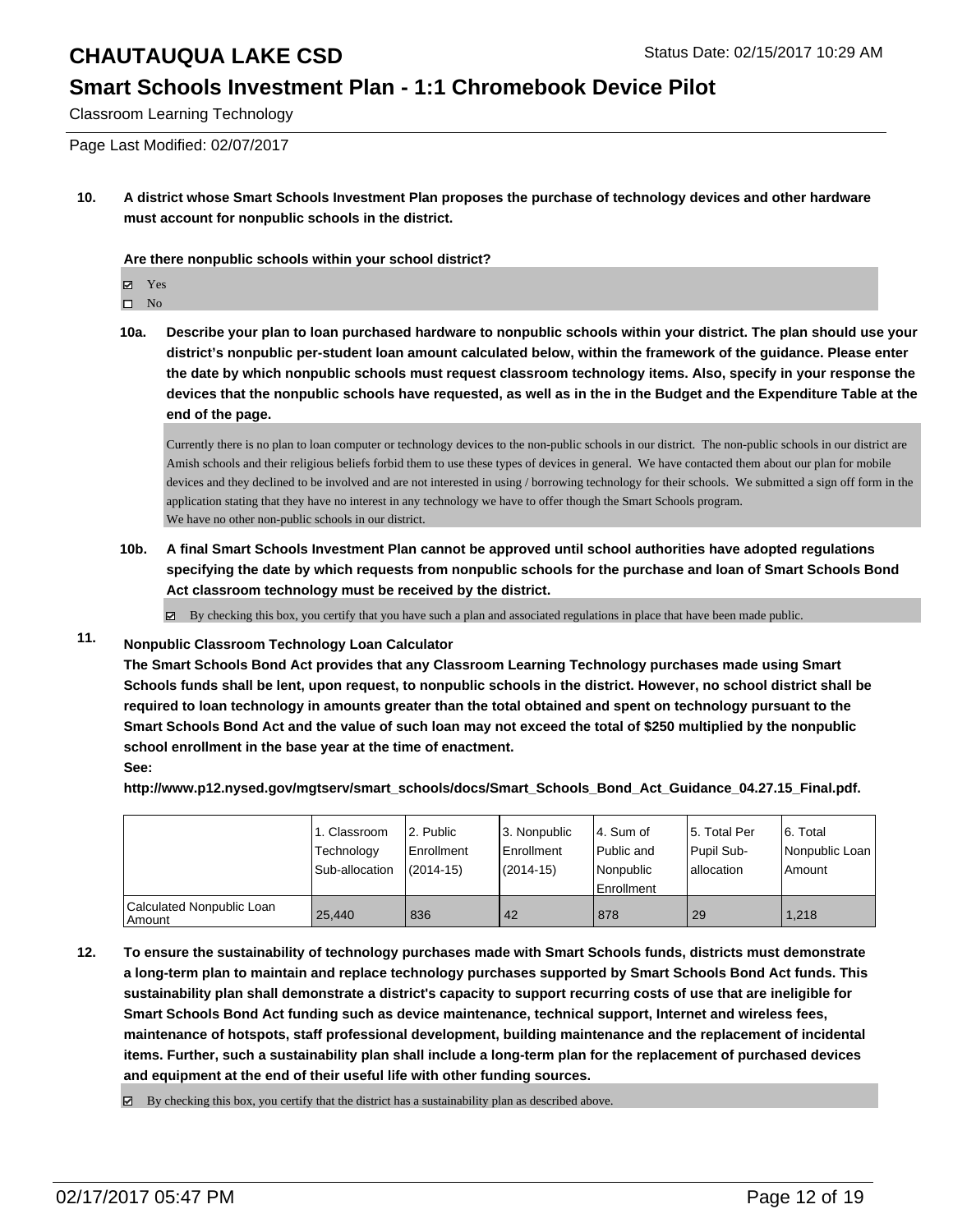# CHAUTAUQUA LAKE CSD

Status Date: 02/15/2017 10:29 AM

## Smart Schools Investment Plan - 1:1 Chromebook Device Pilot

Classroom Learning Technology

Page Last Modified: 02/07/2017

**10. A district whose Smart Schools Investment Plan proposes the purchase of technology devices and other hardware must account for nonpublic schools in the district.**

**Are there nonpublic schools within your school district?**

- ☑ Yes
- ☐ No

**10a. Describe your plan to loan purchased hardware to nonpublic schools within your district. The plan should use your district's nonpublic per-student loan amount calculated below, within the framework of the guidance. Please enter the date by which nonpublic schools must request classroom technology items. Also, specify in your response the devices that the nonpublic schools have requested, as well as in the in the Budget and the Expenditure Table at the end of the page.**

Currently there is no plan to loan computer or technology devices to the non-public schools in our district. The non-public schools in our district are Amish schools and their religious beliefs forbid them to use these types of devices in general. We have contacted them about our plan for mobile devices and they declined to be involved and are not interested in using / borrowing technology for their schools. We submitted a sign off form in the application stating that they have no interest in any technology we have to offer though the Smart Schools program.
We have no other non-public schools in our district.

**10b. A final Smart Schools Investment Plan cannot be approved until school authorities have adopted regulations specifying the date by which requests from nonpublic schools for the purchase and loan of Smart Schools Bond Act classroom technology must be received by the district.**

☑ By checking this box, you certify that you have such a plan and associated regulations in place that have been made public.

**11. Nonpublic Classroom Technology Loan Calculator**

**The Smart Schools Bond Act provides that any Classroom Learning Technology purchases made using Smart Schools funds shall be lent, upon request, to nonpublic schools in the district. However, no school district shall be required to loan technology in amounts greater than the total obtained and spent on technology pursuant to the Smart Schools Bond Act and the value of such loan may not exceed the total of $250 multiplied by the nonpublic school enrollment in the base year at the time of enactment.**

**See:**

**http://www.p12.nysed.gov/mgtserv/smart_schools/docs/Smart_Schools_Bond_Act_Guidance_04.27.15_Final.pdf.**

| | 1. Classroom Technology Sub-allocation | 2. Public Enrollment (2014-15) | 3. Nonpublic Enrollment (2014-15) | 4. Sum of Public and Nonpublic Enrollment | 5. Total Per Pupil Sub-allocation | 6. Total Nonpublic Loan Amount |
|---|---|---|---|---|---|---|
| Calculated Nonpublic Loan Amount | 25,440 | 836 | 42 | 878 | 29 | 1,218 |

**12. To ensure the sustainability of technology purchases made with Smart Schools funds, districts must demonstrate a long-term plan to maintain and replace technology purchases supported by Smart Schools Bond Act funds. This sustainability plan shall demonstrate a district's capacity to support recurring costs of use that are ineligible for Smart Schools Bond Act funding such as device maintenance, technical support, Internet and wireless fees, maintenance of hotspots, staff professional development, building maintenance and the replacement of incidental items. Further, such a sustainability plan shall include a long-term plan for the replacement of purchased devices and equipment at the end of their useful life with other funding sources.**

☑ By checking this box, you certify that the district has a sustainability plan as described above.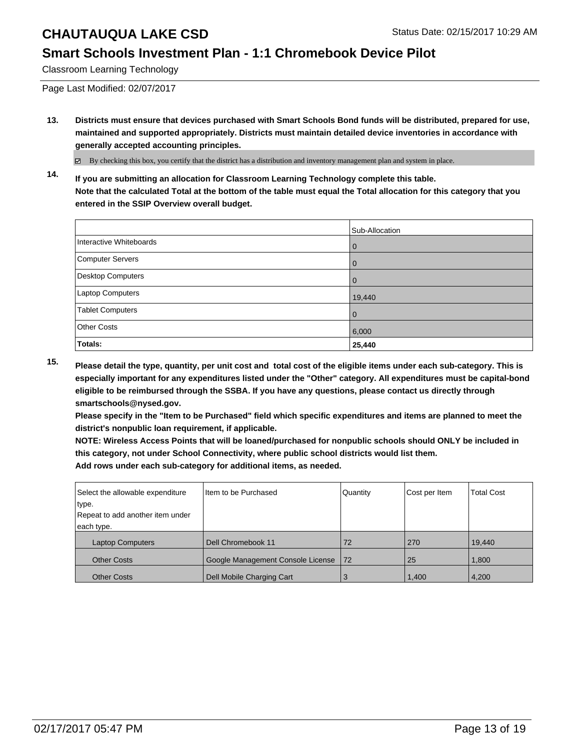# CHAUTAUQUA LAKE CSD

Status Date: 02/15/2017 10:29 AM

## Smart Schools Investment Plan - 1:1 Chromebook Device Pilot

Classroom Learning Technology

Page Last Modified: 02/07/2017

**13. Districts must ensure that devices purchased with Smart Schools Bond funds will be distributed, prepared for use, maintained and supported appropriately. Districts must maintain detailed device inventories in accordance with generally accepted accounting principles.**

☑ By checking this box, you certify that the district has a distribution and inventory management plan and system in place.

**14. If you are submitting an allocation for Classroom Learning Technology complete this table. Note that the calculated Total at the bottom of the table must equal the Total allocation for this category that you entered in the SSIP Overview overall budget.**

| | Sub-Allocation |
|---|---|
| Interactive Whiteboards | 0 |
| Computer Servers | 0 |
| Desktop Computers | 0 |
| Laptop Computers | 19,440 |
| Tablet Computers | 0 |
| Other Costs | 6,000 |
| **Totals:** | **25,440** |

**15. Please detail the type, quantity, per unit cost and total cost of the eligible items under each sub-category. This is especially important for any expenditures listed under the "Other" category. All expenditures must be capital-bond eligible to be reimbursed through the SSBA. If you have any questions, please contact us directly through smartschools@nysed.gov.**
**Please specify in the "Item to be Purchased" field which specific expenditures and items are planned to meet the district's nonpublic loan requirement, if applicable.**
**NOTE: Wireless Access Points that will be loaned/purchased for nonpublic schools should ONLY be included in this category, not under School Connectivity, where public school districts would list them.**
**Add rows under each sub-category for additional items, as needed.**

| Select the allowable expenditure type. Repeat to add another item under each type. | Item to be Purchased | Quantity | Cost per Item | Total Cost |
|---|---|---|---|---|
| Laptop Computers | Dell Chromebook 11 | 72 | 270 | 19,440 |
| Other Costs | Google Management Console License | 72 | 25 | 1,800 |
| Other Costs | Dell Mobile Charging Cart | 3 | 1,400 | 4,200 |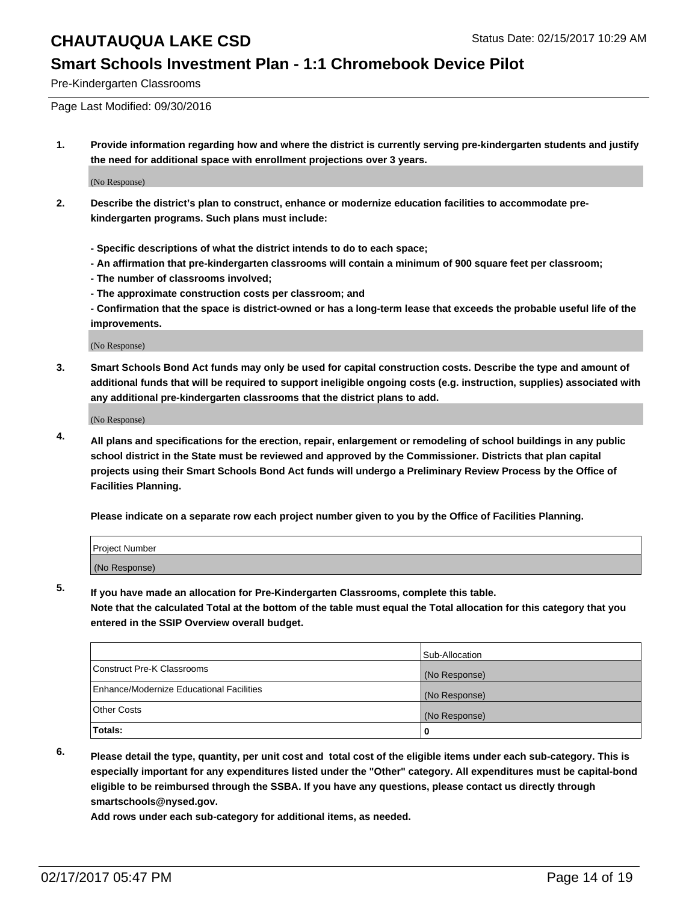# CHAUTAUQUA LAKE CSD

Status Date: 02/15/2017 10:29 AM

## Smart Schools Investment Plan - 1:1 Chromebook Device Pilot

Pre-Kindergarten Classrooms

Page Last Modified: 09/30/2016

1. **Provide information regarding how and where the district is currently serving pre-kindergarten students and justify the need for additional space with enrollment projections over 3 years.**

   (No Response)

2. **Describe the district's plan to construct, enhance or modernize education facilities to accommodate pre-kindergarten programs. Such plans must include:**

   **- Specific descriptions of what the district intends to do to each space;**
   **- An affirmation that pre-kindergarten classrooms will contain a minimum of 900 square feet per classroom;**
   **- The number of classrooms involved;**
   **- The approximate construction costs per classroom; and**
   **- Confirmation that the space is district-owned or has a long-term lease that exceeds the probable useful life of the improvements.**

   (No Response)

3. **Smart Schools Bond Act funds may only be used for capital construction costs. Describe the type and amount of additional funds that will be required to support ineligible ongoing costs (e.g. instruction, supplies) associated with any additional pre-kindergarten classrooms that the district plans to add.**

   (No Response)

4. **All plans and specifications for the erection, repair, enlargement or remodeling of school buildings in any public school district in the State must be reviewed and approved by the Commissioner. Districts that plan capital projects using their Smart Schools Bond Act funds will undergo a Preliminary Review Process by the Office of Facilities Planning.**

   **Please indicate on a separate row each project number given to you by the Office of Facilities Planning.**

| Project Number |
|---|
| (No Response) |

5. **If you have made an allocation for Pre-Kindergarten Classrooms, complete this table.**
   **Note that the calculated Total at the bottom of the table must equal the Total allocation for this category that you entered in the SSIP Overview overall budget.**

| | Sub-Allocation |
|---|---|
| Construct Pre-K Classrooms | (No Response) |
| Enhance/Modernize Educational Facilities | (No Response) |
| Other Costs | (No Response) |
| **Totals:** | **0** |

6. **Please detail the type, quantity, per unit cost and total cost of the eligible items under each sub-category. This is especially important for any expenditures listed under the "Other" category. All expenditures must be capital-bond eligible to be reimbursed through the SSBA. If you have any questions, please contact us directly through smartschools@nysed.gov.**

   **Add rows under each sub-category for additional items, as needed.**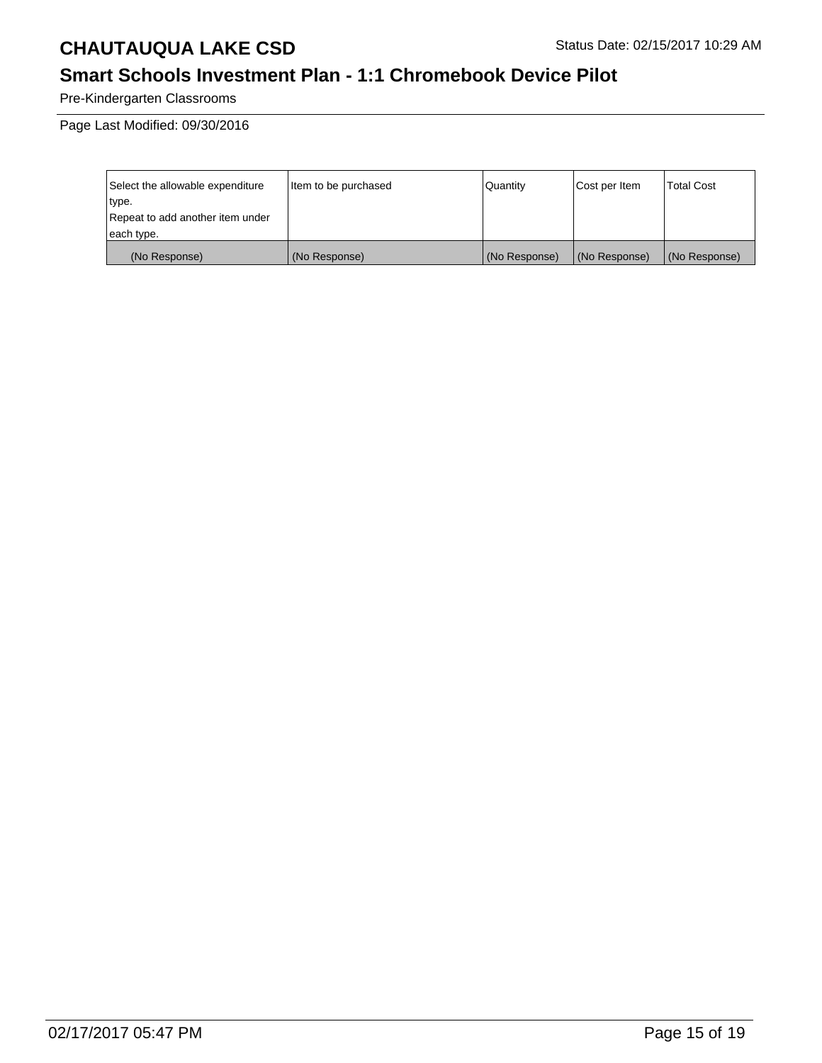# CHAUTAUQUA LAKE CSD

Status Date: 02/15/2017 10:29 AM

## Smart Schools Investment Plan - 1:1 Chromebook Device Pilot

Pre-Kindergarten Classrooms

Page Last Modified: 09/30/2016

| Select the allowable expenditure type. Repeat to add another item under each type. | Item to be purchased | Quantity | Cost per Item | Total Cost |
|---|---|---|---|---|
| (No Response) | (No Response) | (No Response) | (No Response) | (No Response) |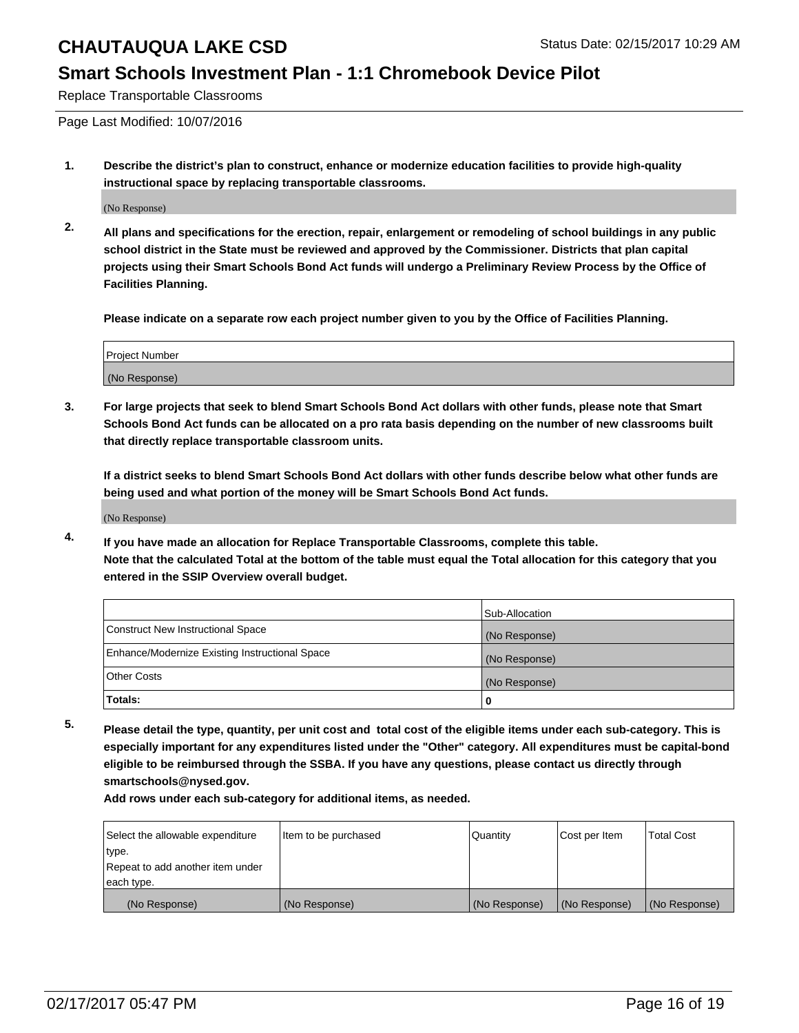# CHAUTAUQUA LAKE CSD

Status Date: 02/15/2017 10:29 AM

## Smart Schools Investment Plan - 1:1 Chromebook Device Pilot

Replace Transportable Classrooms

Page Last Modified: 10/07/2016

**1. Describe the district's plan to construct, enhance or modernize education facilities to provide high-quality instructional space by replacing transportable classrooms.**

(No Response)

**2. All plans and specifications for the erection, repair, enlargement or remodeling of school buildings in any public school district in the State must be reviewed and approved by the Commissioner. Districts that plan capital projects using their Smart Schools Bond Act funds will undergo a Preliminary Review Process by the Office of Facilities Planning.**

**Please indicate on a separate row each project number given to you by the Office of Facilities Planning.**

| Project Number |
|---|
| (No Response) |

**3. For large projects that seek to blend Smart Schools Bond Act dollars with other funds, please note that Smart Schools Bond Act funds can be allocated on a pro rata basis depending on the number of new classrooms built that directly replace transportable classroom units.**

**If a district seeks to blend Smart Schools Bond Act dollars with other funds describe below what other funds are being used and what portion of the money will be Smart Schools Bond Act funds.**

(No Response)

**4. If you have made an allocation for Replace Transportable Classrooms, complete this table. Note that the calculated Total at the bottom of the table must equal the Total allocation for this category that you entered in the SSIP Overview overall budget.**

| | Sub-Allocation |
|---|---|
| Construct New Instructional Space | (No Response) |
| Enhance/Modernize Existing Instructional Space | (No Response) |
| Other Costs | (No Response) |
| **Totals:** | **0** |

**5. Please detail the type, quantity, per unit cost and total cost of the eligible items under each sub-category. This is especially important for any expenditures listed under the "Other" category. All expenditures must be capital-bond eligible to be reimbursed through the SSBA. If you have any questions, please contact us directly through smartschools@nysed.gov.**

**Add rows under each sub-category for additional items, as needed.**

| Select the allowable expenditure type. Repeat to add another item under each type. | Item to be purchased | Quantity | Cost per Item | Total Cost |
|---|---|---|---|---|
| (No Response) | (No Response) | (No Response) | (No Response) | (No Response) |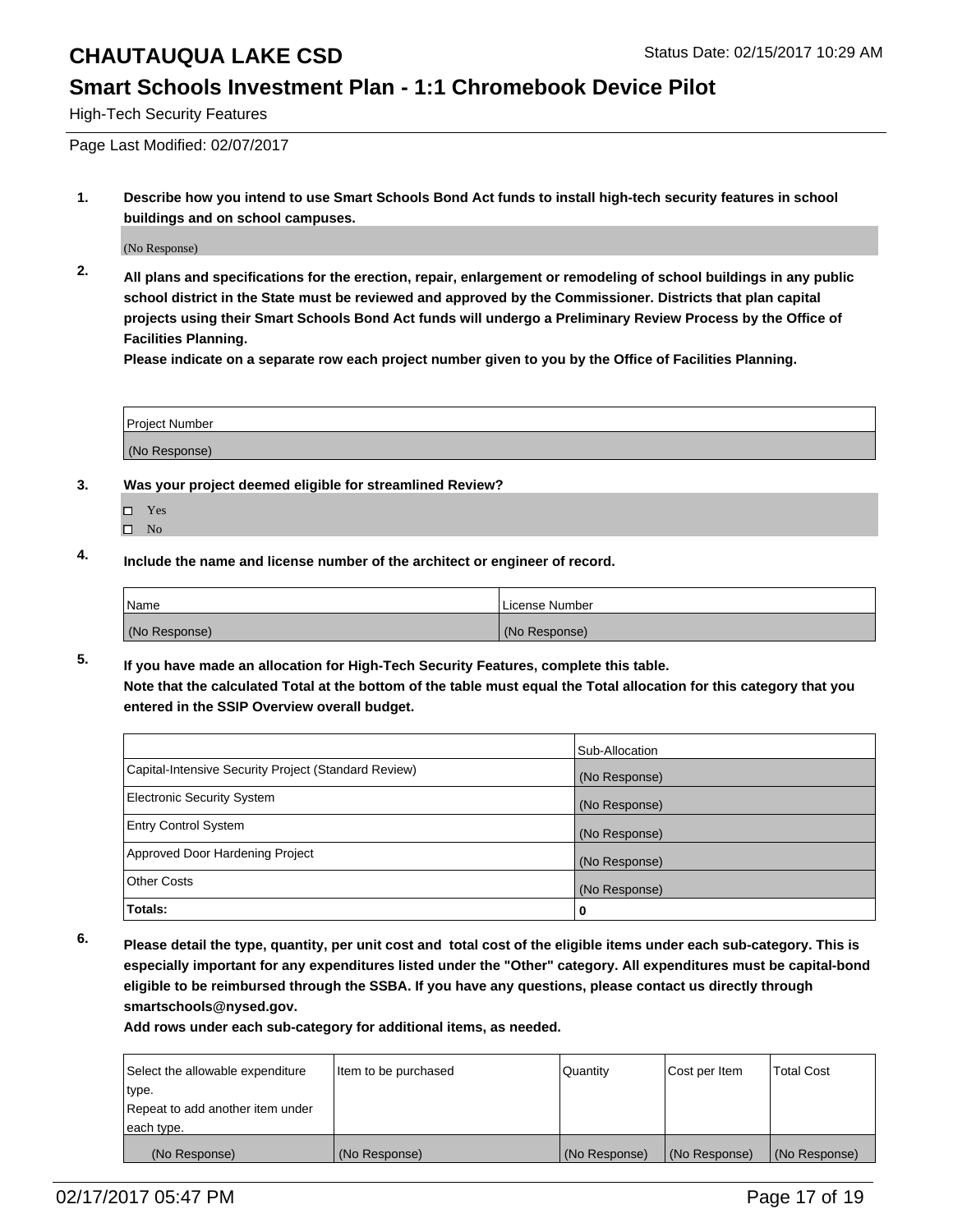# CHAUTAUQUA LAKE CSD

Status Date: 02/15/2017 10:29 AM

## Smart Schools Investment Plan - 1:1 Chromebook Device Pilot

High-Tech Security Features

Page Last Modified: 02/07/2017

**1. Describe how you intend to use Smart Schools Bond Act funds to install high-tech security features in school buildings and on school campuses.**

(No Response)

**2. All plans and specifications for the erection, repair, enlargement or remodeling of school buildings in any public school district in the State must be reviewed and approved by the Commissioner. Districts that plan capital projects using their Smart Schools Bond Act funds will undergo a Preliminary Review Process by the Office of Facilities Planning.**

**Please indicate on a separate row each project number given to you by the Office of Facilities Planning.**

| Project Number |
| --- |
| (No Response) |

**3. Was your project deemed eligible for streamlined Review?**

- ☐ Yes
- ☐ No

**4. Include the name and license number of the architect or engineer of record.**

| Name | License Number |
| --- | --- |
| (No Response) | (No Response) |

**5. If you have made an allocation for High-Tech Security Features, complete this table.**
**Note that the calculated Total at the bottom of the table must equal the Total allocation for this category that you entered in the SSIP Overview overall budget.**

| | Sub-Allocation |
| --- | --- |
| Capital-Intensive Security Project (Standard Review) | (No Response) |
| Electronic Security System | (No Response) |
| Entry Control System | (No Response) |
| Approved Door Hardening Project | (No Response) |
| Other Costs | (No Response) |
| **Totals:** | **0** |

**6. Please detail the type, quantity, per unit cost and total cost of the eligible items under each sub-category. This is especially important for any expenditures listed under the "Other" category. All expenditures must be capital-bond eligible to be reimbursed through the SSBA. If you have any questions, please contact us directly through smartschools@nysed.gov.**

**Add rows under each sub-category for additional items, as needed.**

| Select the allowable expenditure type. Repeat to add another item under each type. | Item to be purchased | Quantity | Cost per Item | Total Cost |
| --- | --- | --- | --- | --- |
| (No Response) | (No Response) | (No Response) | (No Response) | (No Response) |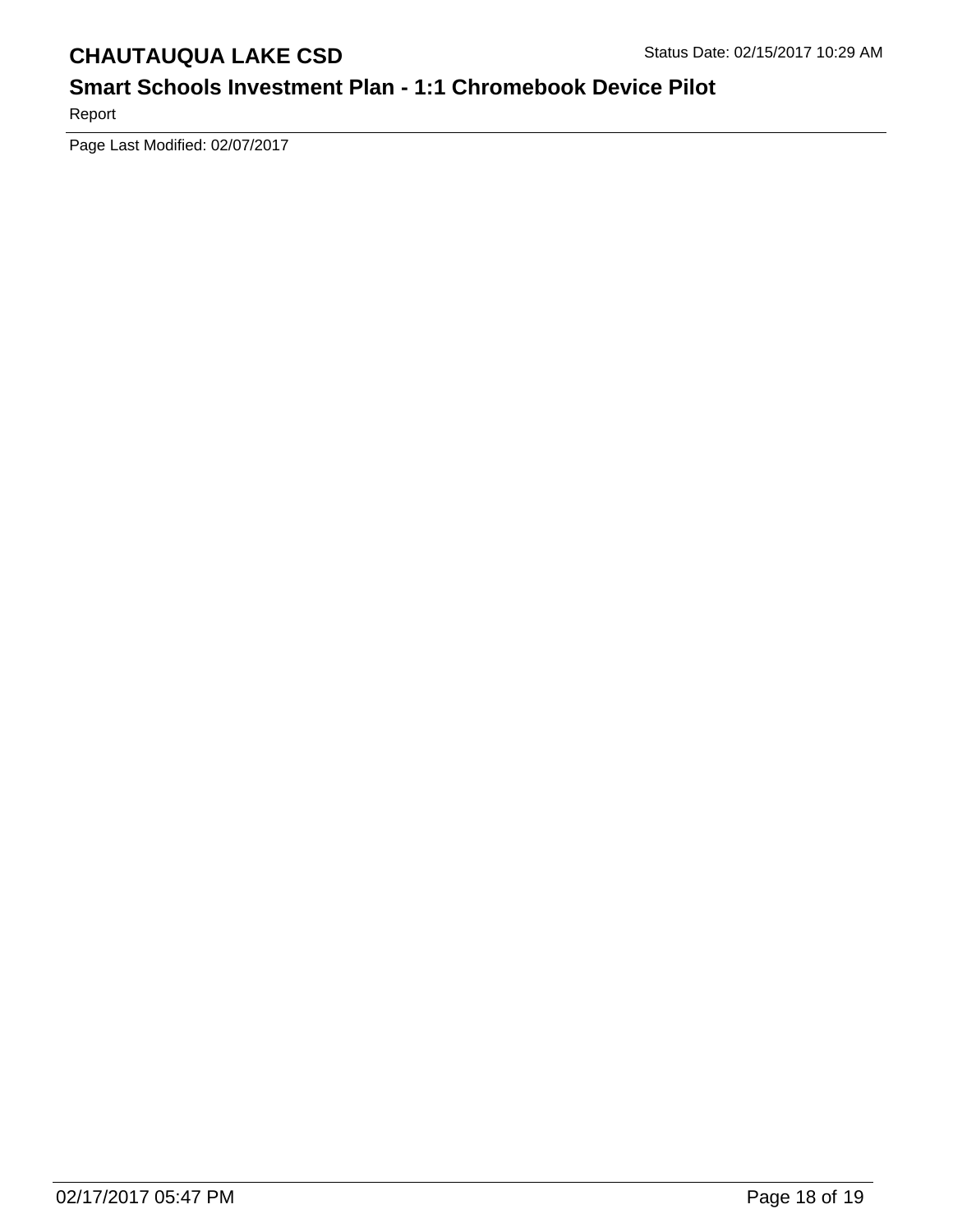Page Last Modified: 02/07/2017